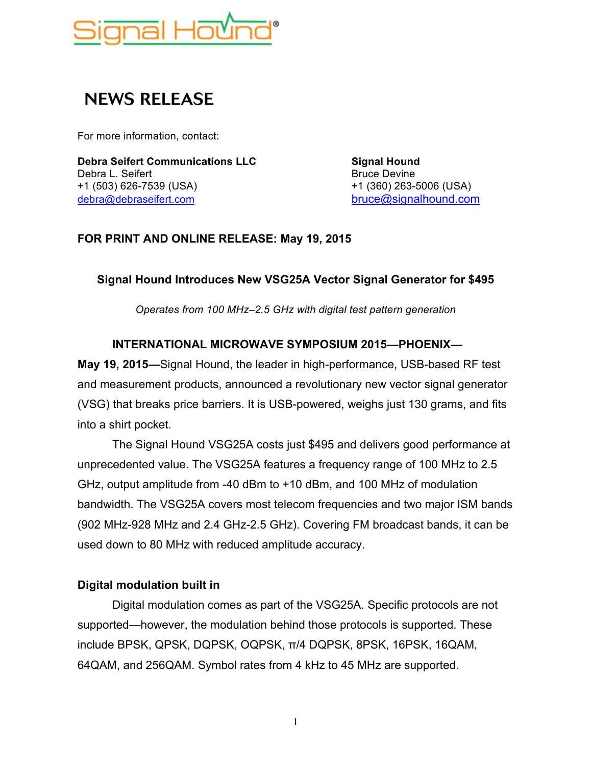Signal Hound®

# NEWS RELEASE

For more information, contact:

**Debra Seifert Communications LLC**
Debra L. Seifert
+1 (503) 626-7539 (USA)
debra@debraseifert.com

**Signal Hound**
Bruce Devine
+1 (360) 263-5006 (USA)
bruce@signalhound.com

**FOR PRINT AND ONLINE RELEASE: May 19, 2015**

## Signal Hound Introduces New VSG25A Vector Signal Generator for $495

*Operates from 100 MHz–2.5 GHz with digital test pattern generation*

**INTERNATIONAL MICROWAVE SYMPOSIUM 2015—PHOENIX—May 19, 2015—**Signal Hound, the leader in high-performance, USB-based RF test and measurement products, announced a revolutionary new vector signal generator (VSG) that breaks price barriers. It is USB-powered, weighs just 130 grams, and fits into a shirt pocket.

The Signal Hound VSG25A costs just $495 and delivers good performance at unprecedented value. The VSG25A features a frequency range of 100 MHz to 2.5 GHz, output amplitude from -40 dBm to +10 dBm, and 100 MHz of modulation bandwidth. The VSG25A covers most telecom frequencies and two major ISM bands (902 MHz-928 MHz and 2.4 GHz-2.5 GHz). Covering FM broadcast bands, it can be used down to 80 MHz with reduced amplitude accuracy.

### Digital modulation built in

Digital modulation comes as part of the VSG25A. Specific protocols are not supported—however, the modulation behind those protocols is supported. These include BPSK, QPSK, DQPSK, OQPSK, π/4 DQPSK, 8PSK, 16PSK, 16QAM, 64QAM, and 256QAM. Symbol rates from 4 kHz to 45 MHz are supported.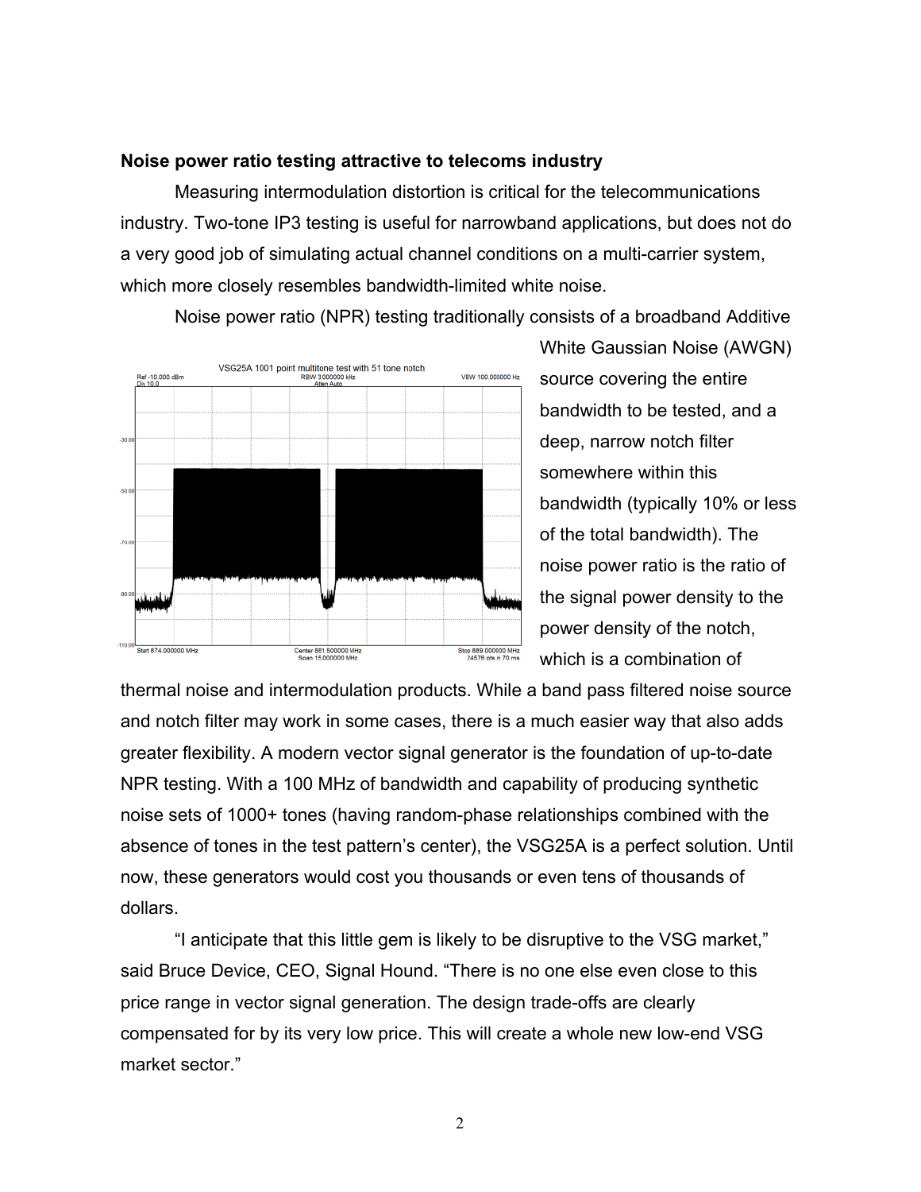**Noise power ratio testing attractive to telecoms industry**

Measuring intermodulation distortion is critical for the telecommunications industry. Two-tone IP3 testing is useful for narrowband applications, but does not do a very good job of simulating actual channel conditions on a multi-carrier system, which more closely resembles bandwidth-limited white noise.

Noise power ratio (NPR) testing traditionally consists of a broadband Additive White Gaussian Noise (AWGN) source covering the entire bandwidth to be tested, and a deep, narrow notch filter somewhere within this bandwidth (typically 10% or less of the total bandwidth). The noise power ratio is the ratio of the signal power density to the power density of the notch, which is a combination of thermal noise and intermodulation products. While a band pass filtered noise source and notch filter may work in some cases, there is a much easier way that also adds greater flexibility. A modern vector signal generator is the foundation of up-to-date NPR testing. With a 100 MHz of bandwidth and capability of producing synthetic noise sets of 1000+ tones (having random-phase relationships combined with the absence of tones in the test pattern's center), the VSG25A is a perfect solution. Until now, these generators would cost you thousands or even tens of thousands of dollars.

"I anticipate that this little gem is likely to be disruptive to the VSG market," said Bruce Device, CEO, Signal Hound. "There is no one else even close to this price range in vector signal generation. The design trade-offs are clearly compensated for by its very low price. This will create a whole new low-end VSG market sector."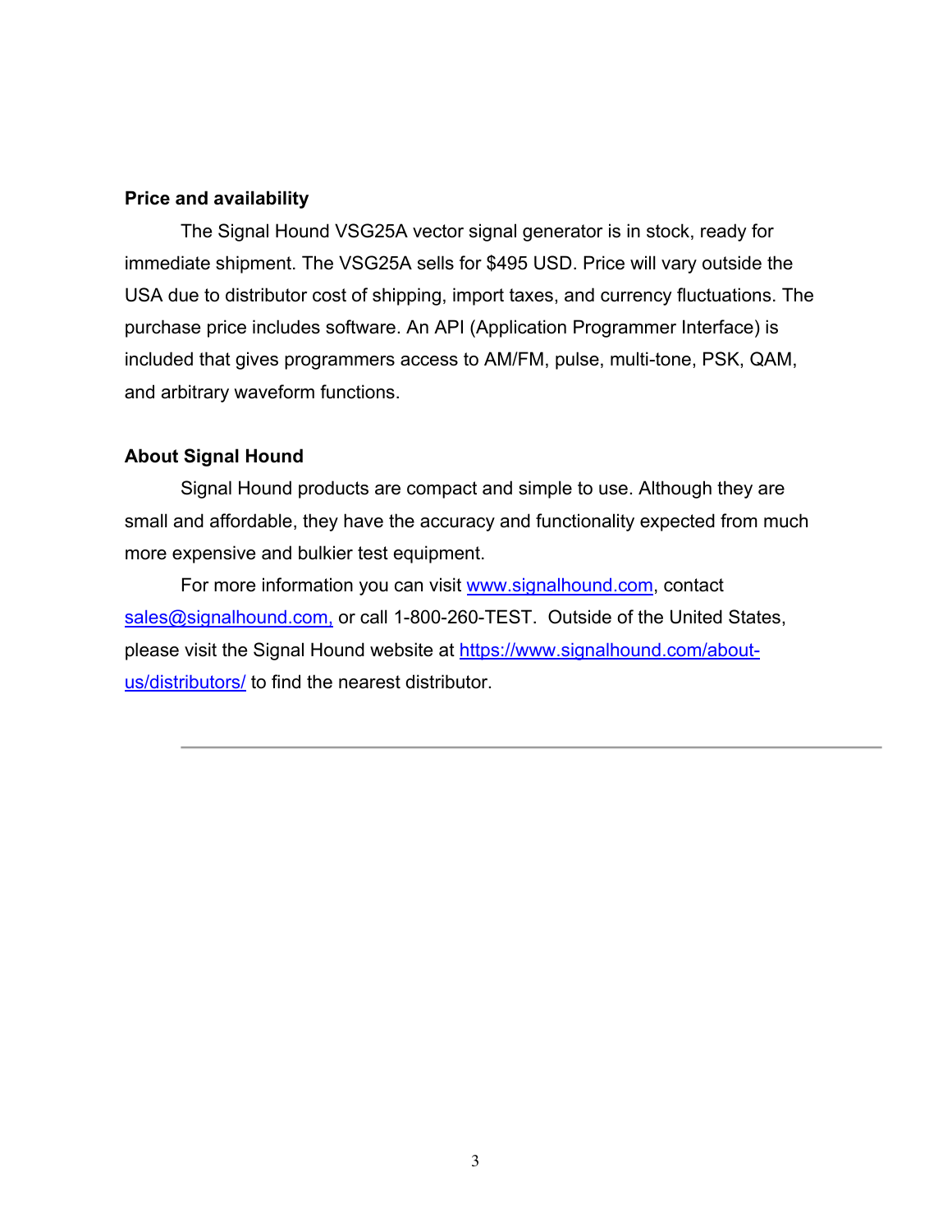**Price and availability**

The Signal Hound VSG25A vector signal generator is in stock, ready for immediate shipment. The VSG25A sells for $495 USD. Price will vary outside the USA due to distributor cost of shipping, import taxes, and currency fluctuations. The purchase price includes software. An API (Application Programmer Interface) is included that gives programmers access to AM/FM, pulse, multi-tone, PSK, QAM, and arbitrary waveform functions.

**About Signal Hound**

Signal Hound products are compact and simple to use. Although they are small and affordable, they have the accuracy and functionality expected from much more expensive and bulkier test equipment.

For more information you can visit www.signalhound.com, contact sales@signalhound.com, or call 1-800-260-TEST. Outside of the United States, please visit the Signal Hound website at https://www.signalhound.com/about-us/distributors/ to find the nearest distributor.

---